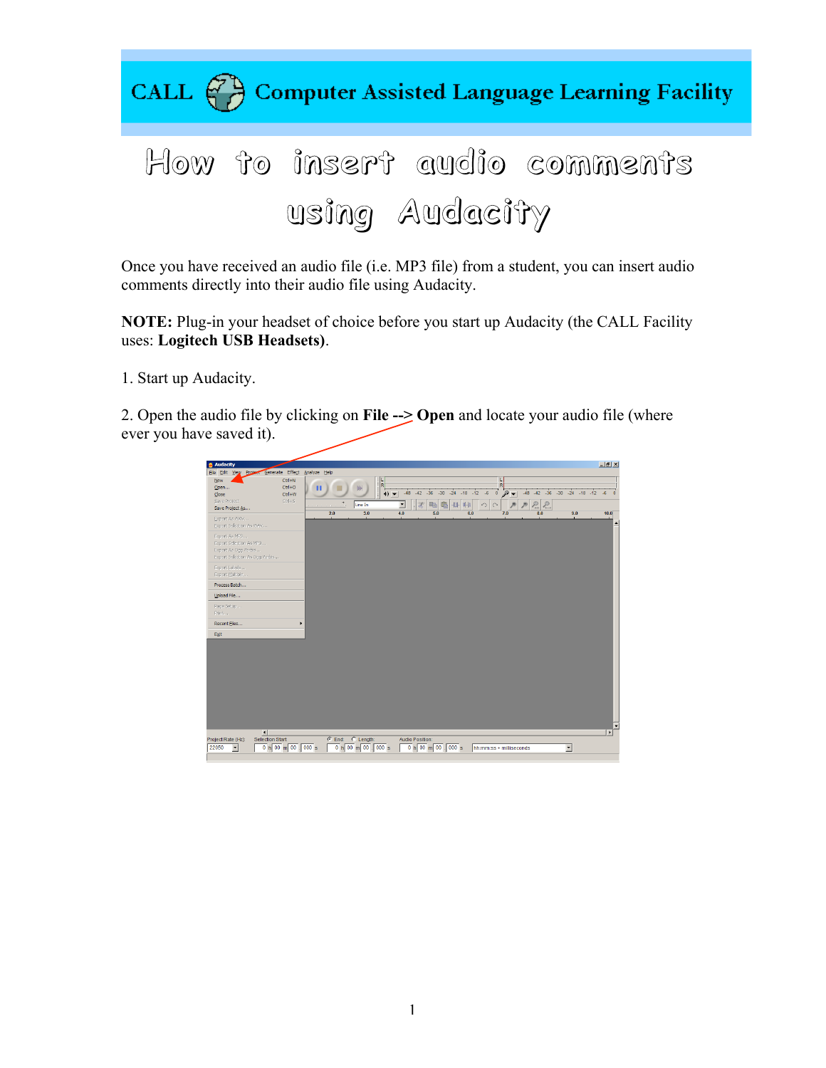CALL Computer Assisted Language Learning Facility

# How to insert audio comments using Audacity

Once you have received an audio file (i.e. MP3 file) from a student, you can insert audio comments directly into their audio file using Audacity.

**NOTE:** Plug-in your headset of choice before you start up Audacity (the CALL Facility uses: **Logitech USB Headsets)**.

1. Start up Audacity.

2. Open the audio file by clicking on **File --> Open** and locate your audio file (where ever you have saved it).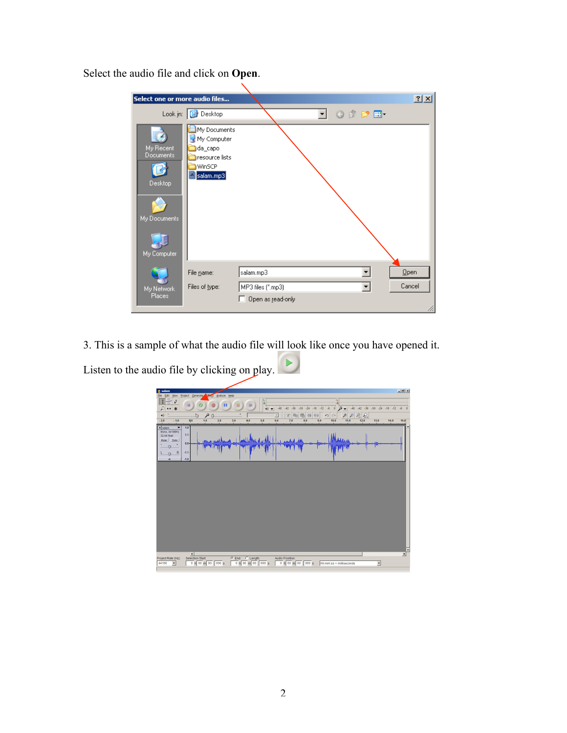Select the audio file and click on **Open**.

3. This is a sample of what the audio file will look like once you have opened it.

Listen to the audio file by clicking on play.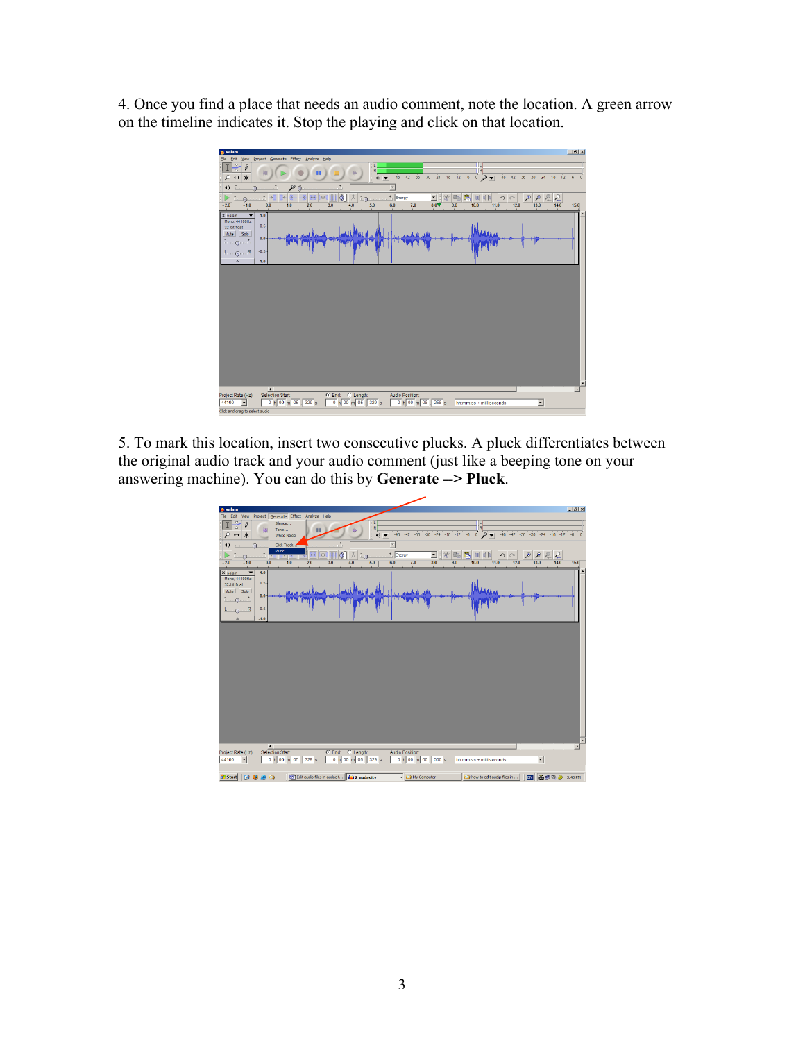4. Once you find a place that needs an audio comment, note the location. A green arrow on the timeline indicates it. Stop the playing and click on that location.

5. To mark this location, insert two consecutive plucks. A pluck differentiates between the original audio track and your audio comment (just like a beeping tone on your answering machine). You can do this by **Generate --> Pluck**.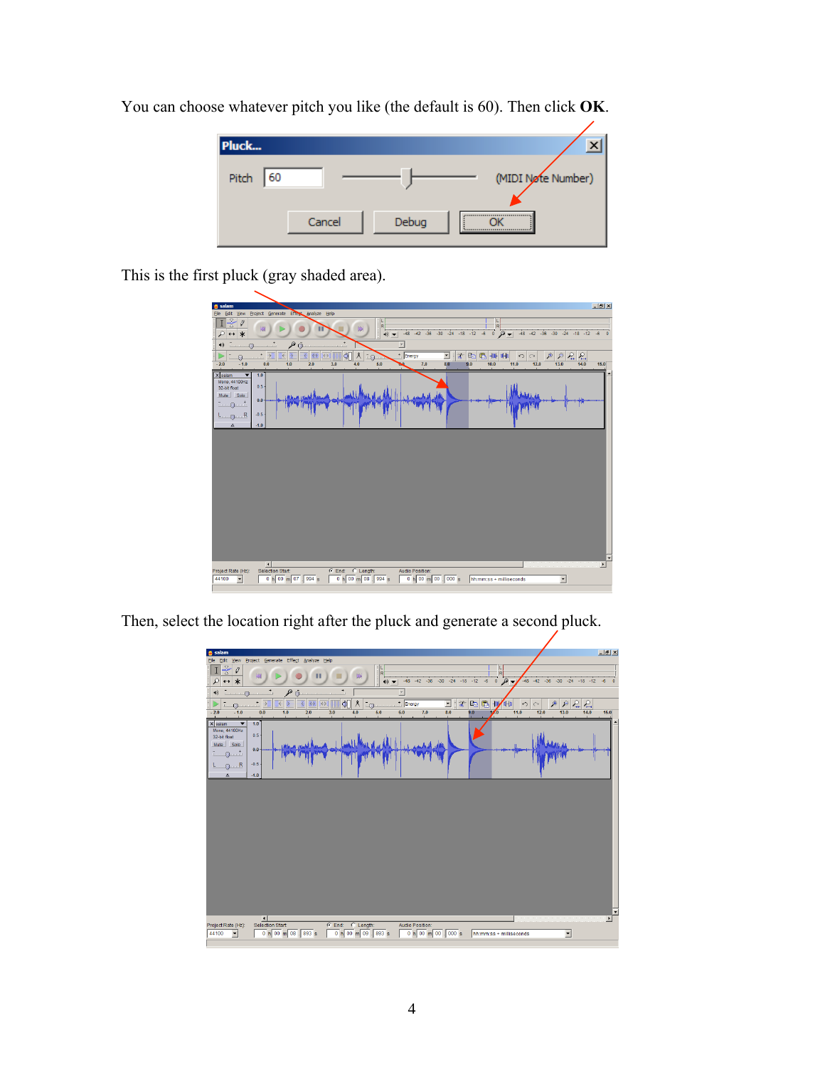You can choose whatever pitch you like (the default is 60). Then click **OK**.

This is the first pluck (gray shaded area).

Then, select the location right after the pluck and generate a second pluck.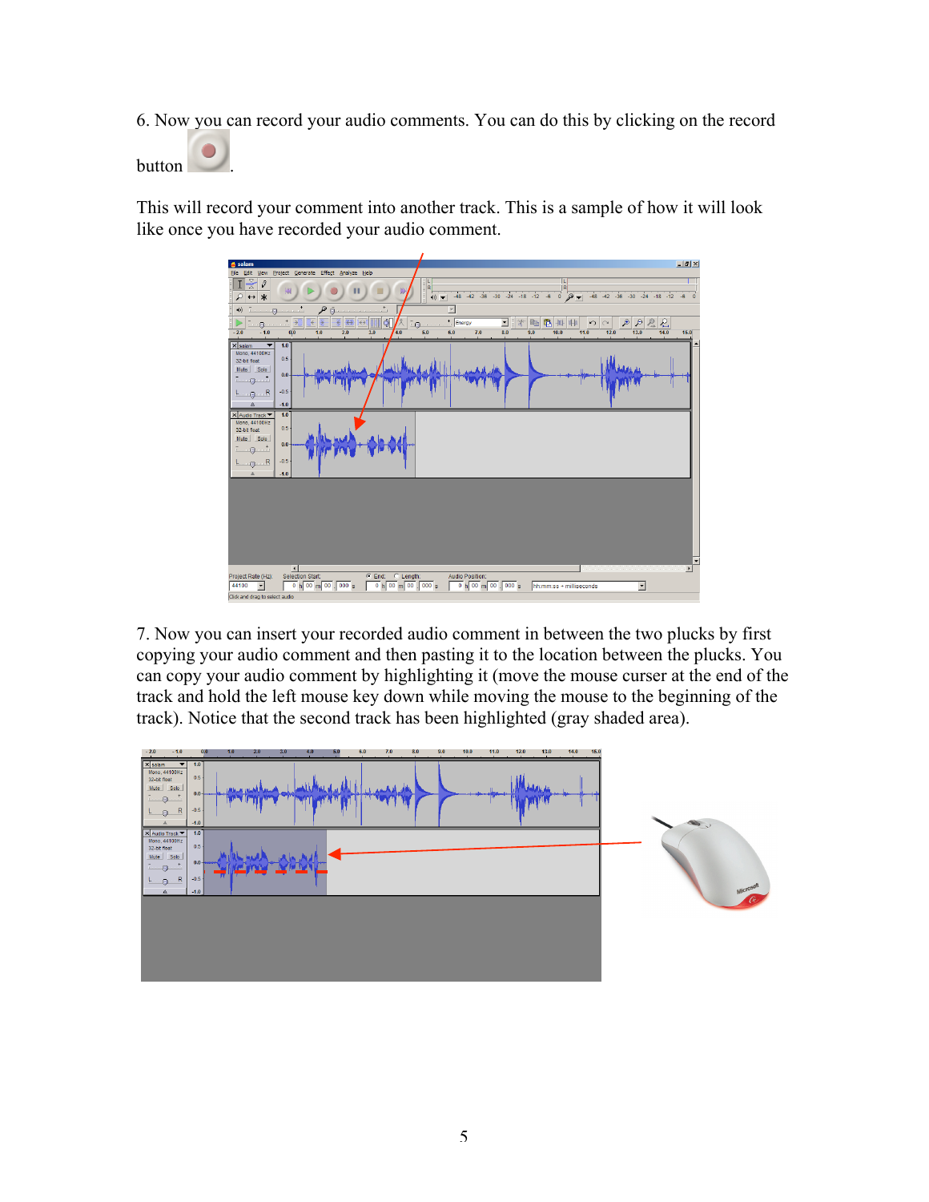6. Now you can record your audio comments. You can do this by clicking on the record button .

This will record your comment into another track. This is a sample of how it will look like once you have recorded your audio comment.

7. Now you can insert your recorded audio comment in between the two plucks by first copying your audio comment and then pasting it to the location between the plucks. You can copy your audio comment by highlighting it (move the mouse curser at the end of the track and hold the left mouse key down while moving the mouse to the beginning of the track). Notice that the second track has been highlighted (gray shaded area).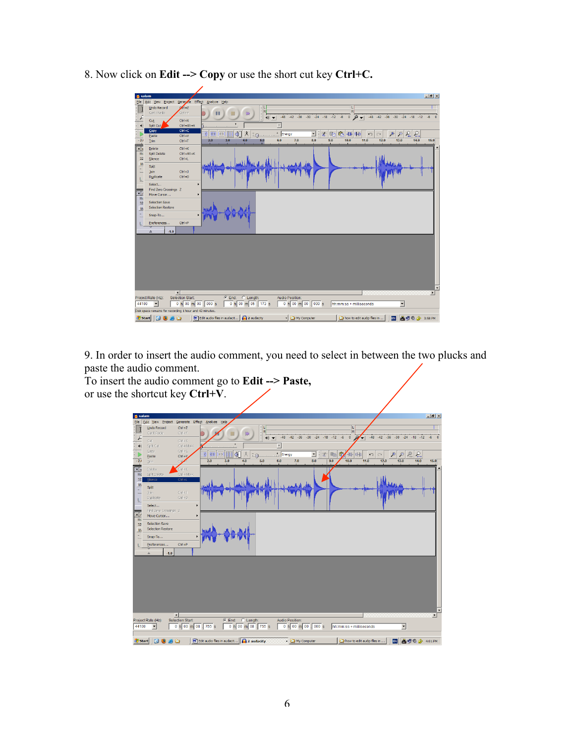8. Now click on **Edit --> Copy** or use the short cut key **Ctrl+C.**

9. In order to insert the audio comment, you need to select in between the two plucks and paste the audio comment.
To insert the audio comment go to **Edit --> Paste,**
or use the shortcut key **Ctrl+V**.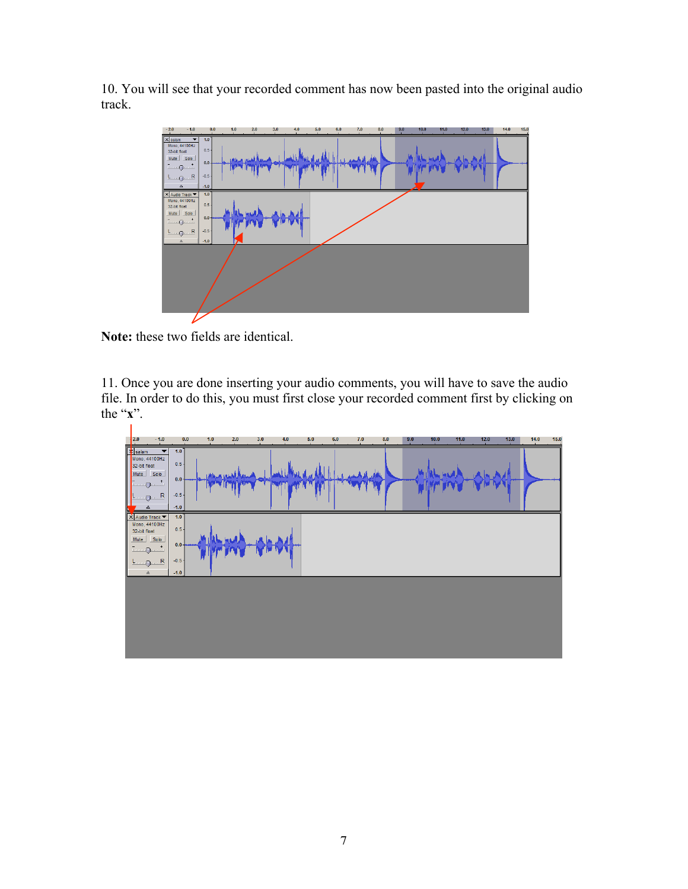10. You will see that your recorded comment has now been pasted into the original audio track.

**Note:** these two fields are identical.

11. Once you are done inserting your audio comments, you will have to save the audio file. In order to do this, you must first close your recorded comment first by clicking on the "**x**".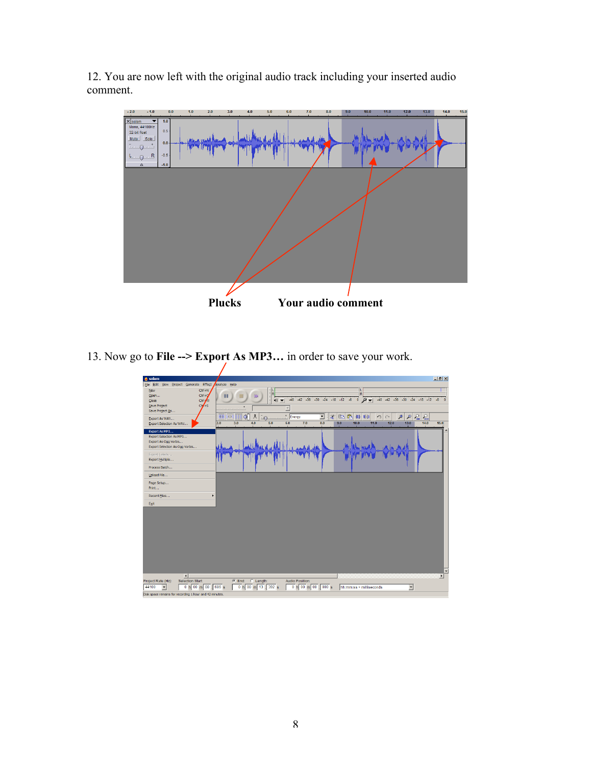12. You are now left with the original audio track including your inserted audio comment.

Plucks Your audio comment

13. Now go to **File --> Export As MP3…** in order to save your work.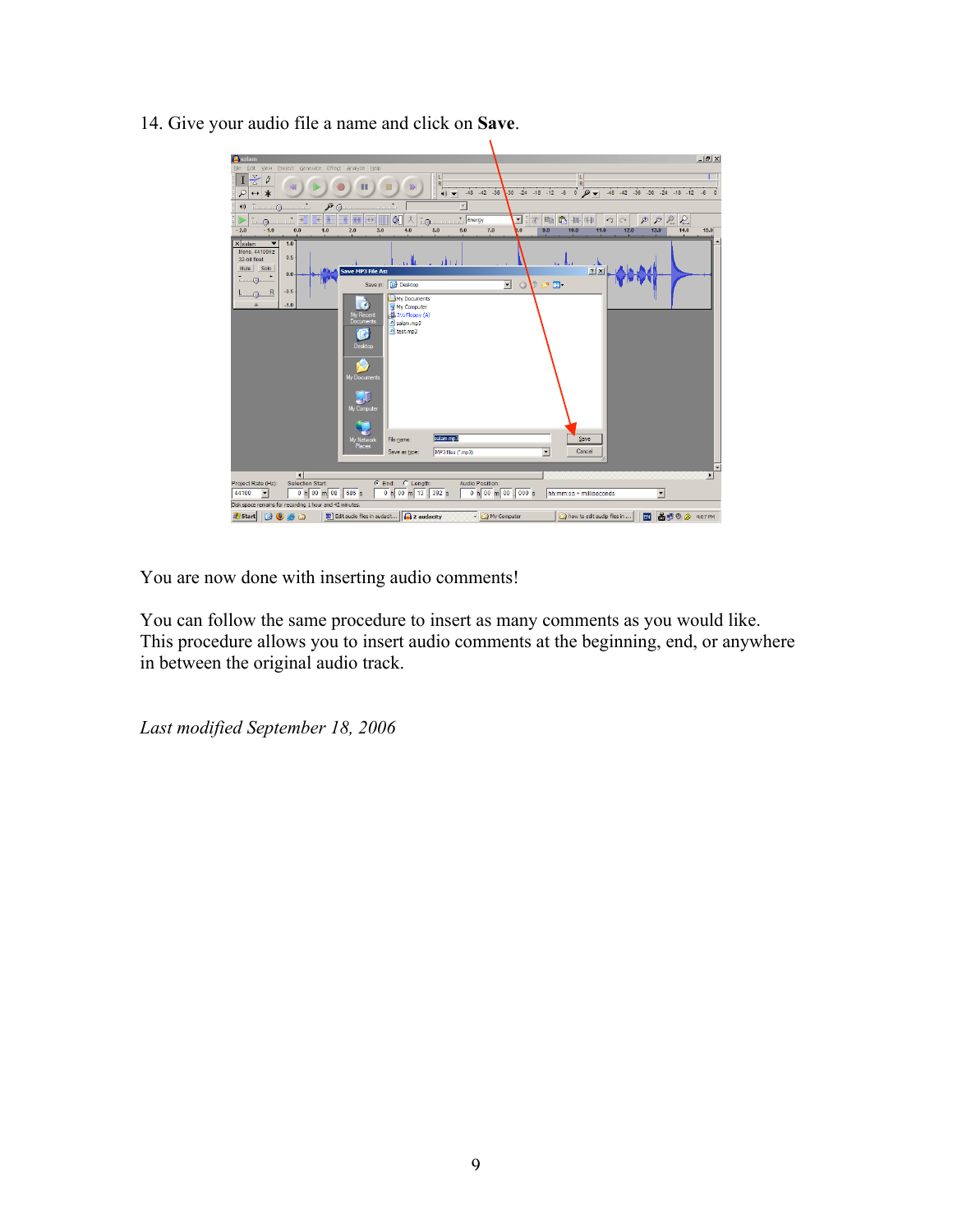14. Give your audio file a name and click on **Save**.

You are now done with inserting audio comments!

You can follow the same procedure to insert as many comments as you would like. This procedure allows you to insert audio comments at the beginning, end, or anywhere in between the original audio track.

*Last modified September 18, 2006*